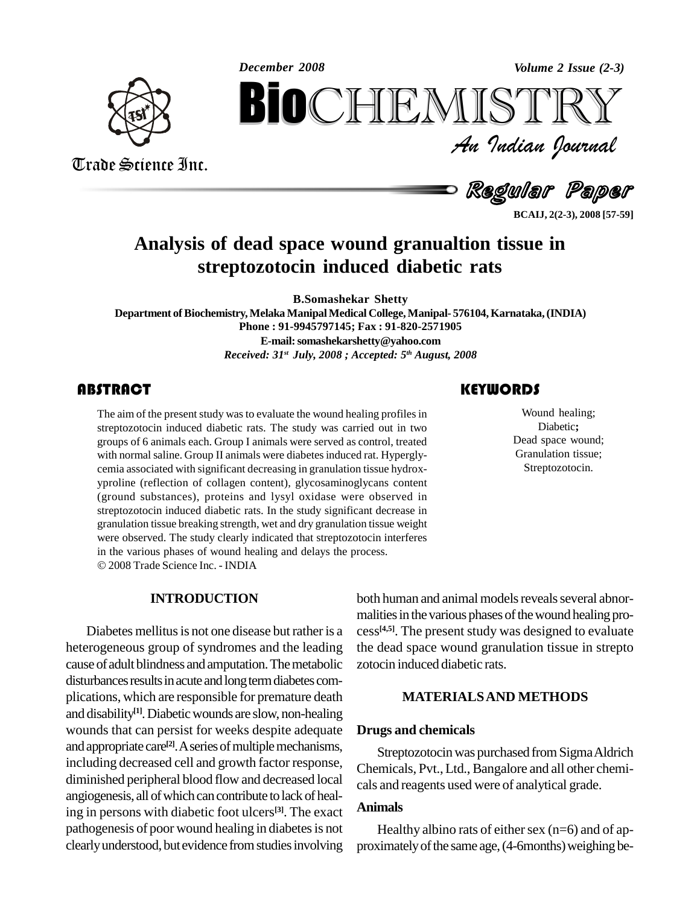# Analysis of dead space wound granualtion tissue in streptozotocin induced diabetic rats

**B.Somashekar Shetty**

**Department of Biochemistry, Melaka Manipal Medical College, Manipal- 576104, Karnataka, (INDIA)**

**Phone : 91-9945797145; Fax : 91-820-2571905**

**E-mail: somashekarshetty@yahoo.com**

*Received: 31st July, 2008 ; Accepted: 5th August, 2008*

## ABSTRACT

The aim of the present study was to evaluate the wound healing profiles in streptozotocin induced diabetic rats. The study was carried out in two groups of 6 animals each. Group I animals were served as control, treated with normal saline. Group II animals were diabetes induced rat. Hyperglycemia associated with significant decreasing in granulation tissue hydroxyproline (reflection of collagen content), glycosaminoglycans content (ground substances), proteins and lysyl oxidase were observed in streptozotocin induced diabetic rats. In the study significant decrease in granulation tissue breaking strength, wet and dry granulation tissue weight were observed. The study clearly indicated that streptozotocin interferes in the various phases of wound healing and delays the process.

© 2008 Trade Science Inc. - INDIA

## KEYWORDS

Wound healing;
Diabetic;
Dead space wound;
Granulation tissue;
Streptozotocin.

## INTRODUCTION

Diabetes mellitus is not one disease but rather is a heterogeneous group of syndromes and the leading cause of adult blindness and amputation. The metabolic disturbances results in acute and long term diabetes complications, which are responsible for premature death and disability[1]. Diabetic wounds are slow, non-healing wounds that can persist for weeks despite adequate and appropriate care[2]. A series of multiple mechanisms, including decreased cell and growth factor response, diminished peripheral blood flow and decreased local angiogenesis, all of which can contribute to lack of healing in persons with diabetic foot ulcers[3]. The exact pathogenesis of poor wound healing in diabetes is not clearly understood, but evidence from studies involving both human and animal models reveals several abnormalities in the various phases of the wound healing process[4,5]. The present study was designed to evaluate the dead space wound granulation tissue in strepto zotocin induced diabetic rats.

## MATERIALS AND METHODS

### Drugs and chemicals

Streptozotocin was purchased from Sigma Aldrich Chemicals, Pvt., Ltd., Bangalore and all other chemicals and reagents used were of analytical grade.

### Animals

Healthy albino rats of either sex (n=6) and of approximately of the same age, (4-6months) weighing be-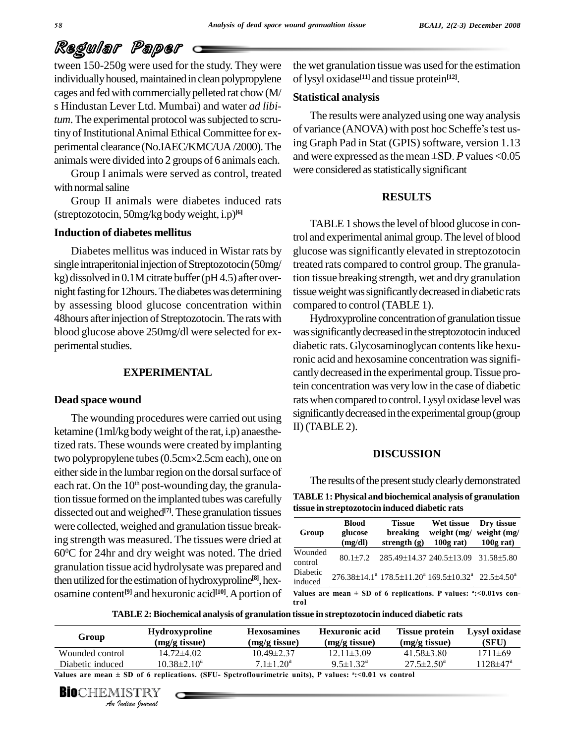tween 150-250g were used for the study. They were individually housed, maintained in clean polypropylene cages and fed with commercially pelleted rat chow (M/s Hindustan Lever Ltd. Mumbai) and water *ad libitum*. The experimental protocol was subjected to scrutiny of Institutional Animal Ethical Committee for experimental clearance (No.IAEC/KMC/UA/2000). The animals were divided into 2 groups of 6 animals each.

Group I animals were served as control, treated with normal saline

Group II animals were diabetes induced rats (streptozotocin, 50mg/kg body weight, i.p)[6]

### Induction of diabetes mellitus

Diabetes mellitus was induced in Wistar rats by single intraperitonial injection of Streptozotocin (50mg/kg) dissolved in 0.1M citrate buffer (pH 4.5) after overnight fasting for 12hours. The diabetes was determining by assessing blood glucose concentration within 48hours after injection of Streptozotocin. The rats with blood glucose above 250mg/dl were selected for experimental studies.

## EXPERIMENTAL

### Dead space wound

The wounding procedures were carried out using ketamine (1ml/kg body weight of the rat, i.p) anaesthetized rats. These wounds were created by implanting two polypropylene tubes (0.5cm×2.5cm each), one on either side in the lumbar region on the dorsal surface of each rat. On the 10th post-wounding day, the granulation tissue formed on the implanted tubes was carefully dissected out and weighed[7]. These granulation tissues were collected, weighed and granulation tissue breaking strength was measured. The tissues were dried at 60$^0$C for 24hr and dry weight was noted. The dried granulation tissue acid hydrolysate was prepared and then utilized for the estimation of hydroxyproline[8], hexosamine content[9] and hexuronic acid[10]. A portion of the wet granulation tissue was used for the estimation of lysyl oxidase[11] and tissue protein[12].

### Statistical analysis

The results were analyzed using one way analysis of variance (ANOVA) with post hoc Scheffe's test using Graph Pad in Stat (GPIS) software, version 1.13 and were expressed as the mean ±SD. *P* values <0.05 were considered as statistically significant

## RESULTS

TABLE 1 shows the level of blood glucose in control and experimental animal group. The level of blood glucose was significantly elevated in streptozotocin treated rats compared to control group. The granulation tissue breaking strength, wet and dry granulation tissue weight was significantly decreased in diabetic rats compared to control (TABLE 1).

Hydroxyproline concentration of granulation tissue was significantly decreased in the streptozotocin induced diabetic rats. Glycosaminoglycan contents like hexuronic acid and hexosamine concentration was significantly decreased in the experimental group. Tissue protein concentration was very low in the case of diabetic rats when compared to control. Lysyl oxidase level was significantly decreased in the experimental group (group II) (TABLE 2).

## DISCUSSION

The results of the present study clearly demonstrated

**TABLE 1: Physical and biochemical analysis of granulation tissue in streptozotocin induced diabetic rats**

| Group | Blood glucose (mg/dl) | Tissue breaking strength (g) | Wet tissue weight (mg/ 100g rat) | Dry tissue weight (mg/ 100g rat) |
|---|---|---|---|---|
| Wounded control | 80.1±7.2 | 285.49±14.37 | 240.5±13.09 | 31.58±5.80 |
| Diabetic induced | 276.38±14.1[a] | 178.5±11.20[a] | 169.5±10.32[a] | 22.5±4.50[a] |

Values are mean ± SD of 6 replications. P values: [a]:<0.01vs control

**TABLE 2: Biochemical analysis of granulation tissue in streptozotocin induced diabetic rats**

| Group | Hydroxyproline (mg/g tissue) | Hexosamines (mg/g tissue) | Hexuronic acid (mg/g tissue) | Tissue protein (mg/g tissue) | Lysyl oxidase (SFU) |
|---|---|---|---|---|---|
| Wounded control | 14.72±4.02 | 10.49±2.37 | 12.11±3.09 | 41.58±3.80 | 1711±69 |
| Diabetic induced | 10.38±2.10[a] | 7.1±1.20[a] | 9.5±1.32[a] | 27.5±2.50[a] | 1128±47[a] |

Values are mean ± SD of 6 replications. (SFU- Spctroflourimetric units), P values: [a]:<0.01 vs control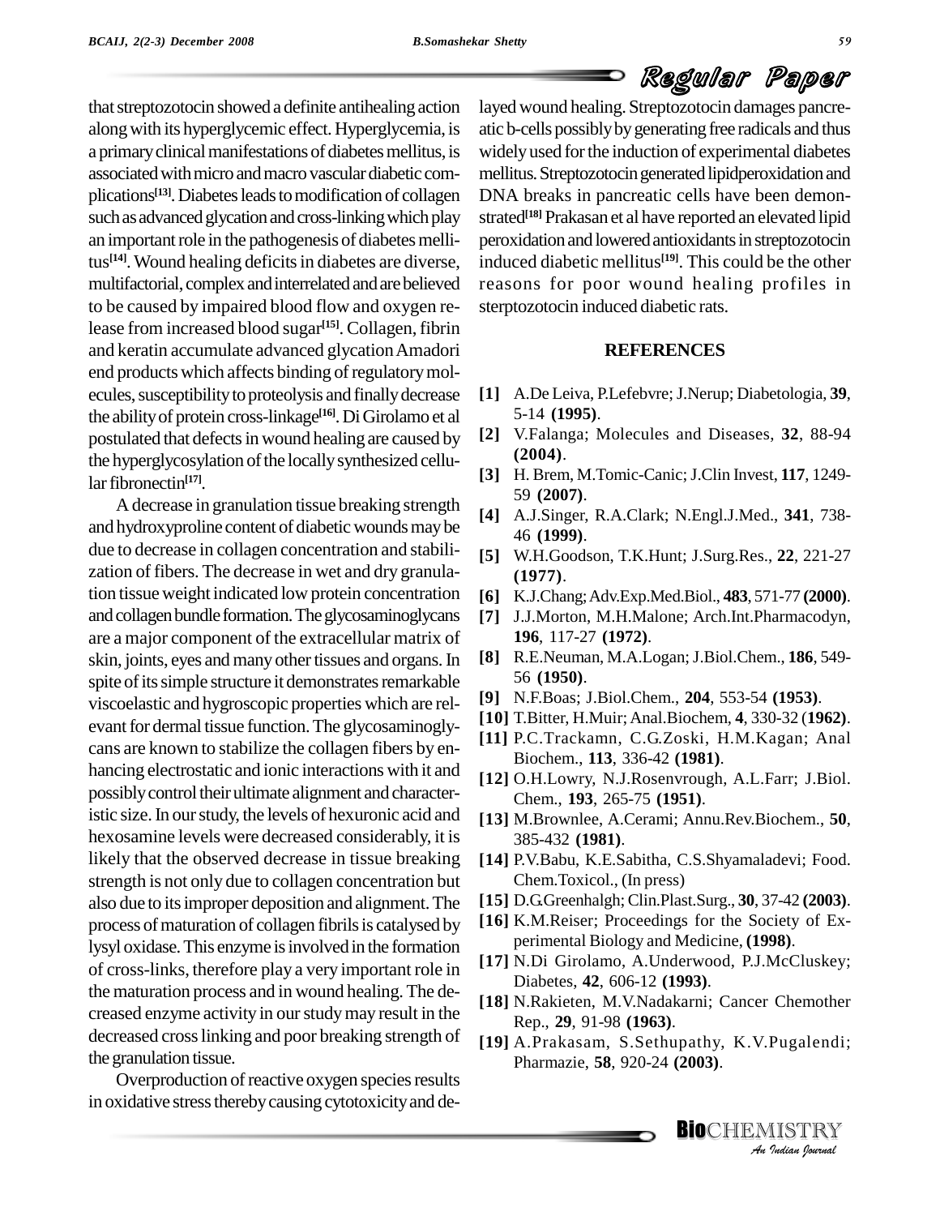that streptozotocin showed a definite antihealing action along with its hyperglycemic effect. Hyperglycemia, is a primary clinical manifestations of diabetes mellitus, is associated with micro and macro vascular diabetic complications[13]. Diabetes leads to modification of collagen such as advanced glycation and cross-linking which play an important role in the pathogenesis of diabetes mellitus[14]. Wound healing deficits in diabetes are diverse, multifactorial, complex and interrelated and are believed to be caused by impaired blood flow and oxygen release from increased blood sugar[15]. Collagen, fibrin and keratin accumulate advanced glycation Amadori end products which affects binding of regulatory molecules, susceptibility to proteolysis and finally decrease the ability of protein cross-linkage[16]. Di Girolamo et al postulated that defects in wound healing are caused by the hyperglycosylation of the locally synthesized cellular fibronectin[17].

A decrease in granulation tissue breaking strength and hydroxyproline content of diabetic wounds may be due to decrease in collagen concentration and stabilization of fibers. The decrease in wet and dry granulation tissue weight indicated low protein concentration and collagen bundle formation. The glycosaminoglycans are a major component of the extracellular matrix of skin, joints, eyes and many other tissues and organs. In spite of its simple structure it demonstrates remarkable viscoelastic and hygroscopic properties which are relevant for dermal tissue function. The glycosaminoglycans are known to stabilize the collagen fibers by enhancing electrostatic and ionic interactions with it and possibly control their ultimate alignment and characteristic size. In our study, the levels of hexuronic acid and hexosamine levels were decreased considerably, it is likely that the observed decrease in tissue breaking strength is not only due to collagen concentration but also due to its improper deposition and alignment. The process of maturation of collagen fibrils is catalysed by lysyl oxidase. This enzyme is involved in the formation of cross-links, therefore play a very important role in the maturation process and in wound healing. The decreased enzyme activity in our study may result in the decreased cross linking and poor breaking strength of the granulation tissue.

Overproduction of reactive oxygen species results in oxidative stress thereby causing cytotoxicity and delayed wound healing. Streptozotocin damages pancreatic b-cells possibly by generating free radicals and thus widely used for the induction of experimental diabetes mellitus. Streptozotocin generated lipidperoxidation and DNA breaks in pancreatic cells have been demonstrated[18] Prakasan et al have reported an elevated lipid peroxidation and lowered antioxidants in streptozotocin induced diabetic mellitus[19]. This could be the other reasons for poor wound healing profiles in sterptozotocin induced diabetic rats.

## REFERENCES

[1] A.De Leiva, P.Lefebvre; J.Nerup; Diabetologia, **39**, 5-14 **(1995)**.

[2] V.Falanga; Molecules and Diseases, **32**, 88-94 **(2004)**.

[3] H. Brem, M.Tomic-Canic; J.Clin Invest, **117**, 1249-59 **(2007)**.

[4] A.J.Singer, R.A.Clark; N.Engl.J.Med., **341**, 738-46 **(1999)**.

[5] W.H.Goodson, T.K.Hunt; J.Surg.Res., **22**, 221-27 **(1977)**.

[6] K.J.Chang; Adv.Exp.Med.Biol., **483**, 571-77 **(2000)**.

[7] J.J.Morton, M.H.Malone; Arch.Int.Pharmacodyn, **196**, 117-27 **(1972)**.

[8] R.E.Neuman, M.A.Logan; J.Biol.Chem., **186**, 549-56 **(1950)**.

[9] N.F.Boas; J.Biol.Chem., **204**, 553-54 **(1953)**.

[10] T.Bitter, H.Muir; Anal.Biochem, **4**, 330-32 (**1962**).

[11] P.C.Trackamn, C.G.Zoski, H.M.Kagan; Anal Biochem., **113**, 336-42 **(1981)**.

[12] O.H.Lowry, N.J.Rosenvrough, A.L.Farr; J.Biol. Chem., **193**, 265-75 **(1951)**.

[13] M.Brownlee, A.Cerami; Annu.Rev.Biochem., **50**, 385-432 **(1981)**.

[14] P.V.Babu, K.E.Sabitha, C.S.Shyamaladevi; Food. Chem.Toxicol., (In press)

[15] D.G.Greenhalgh; Clin.Plast.Surg., **30**, 37-42 **(2003)**.

[16] K.M.Reiser; Proceedings for the Society of Experimental Biology and Medicine, **(1998)**.

[17] N.Di Girolamo, A.Underwood, P.J.McCluskey; Diabetes, **42**, 606-12 **(1993)**.

[18] N.Rakieten, M.V.Nadakarni; Cancer Chemother Rep., **29**, 91-98 **(1963)**.

[19] A.Prakasam, S.Sethupathy, K.V.Pugalendi; Pharmazie, **58**, 920-24 **(2003)**.